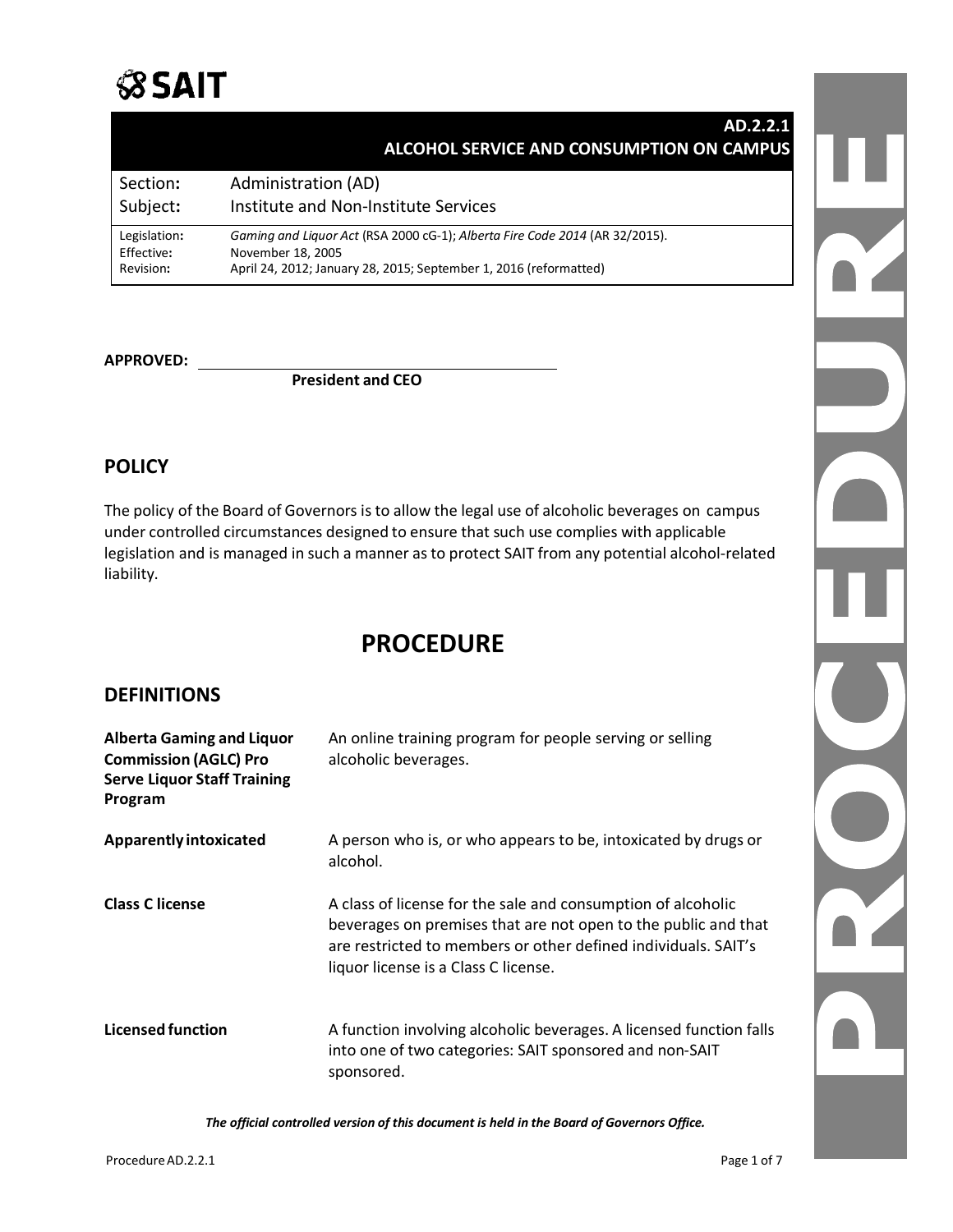# AD.2.2.1 ALCOHOL SERVICE AND CONSUMPTION ON CAMPUS

| | |
|---|---|
| Section: | Administration (AD) |
| Subject: | Institute and Non-Institute Services |
| Legislation: | *Gaming and Liquor Act* (RSA 2000 cG-1); *Alberta Fire Code 2014* (AR 32/2015). |
| Effective: | November 18, 2005 |
| Revision: | April 24, 2012; January 28, 2015; September 1, 2016 (reformatted) |

**APPROVED:** ________________________________________

**President and CEO**

## POLICY

The policy of the Board of Governors is to allow the legal use of alcoholic beverages on campus under controlled circumstances designed to ensure that such use complies with applicable legislation and is managed in such a manner as to protect SAIT from any potential alcohol-related liability.

# PROCEDURE

## DEFINITIONS

| | |
|---|---|
| **Alberta Gaming and Liquor Commission (AGLC) Pro Serve Liquor Staff Training Program** | An online training program for people serving or selling alcoholic beverages. |
| **Apparently intoxicated** | A person who is, or who appears to be, intoxicated by drugs or alcohol. |
| **Class C license** | A class of license for the sale and consumption of alcoholic beverages on premises that are not open to the public and that are restricted to members or other defined individuals. SAIT's liquor license is a Class C license. |
| **Licensed function** | A function involving alcoholic beverages. A licensed function falls into one of two categories: SAIT sponsored and non-SAIT sponsored. |

*The official controlled version of this document is held in the Board of Governors Office.*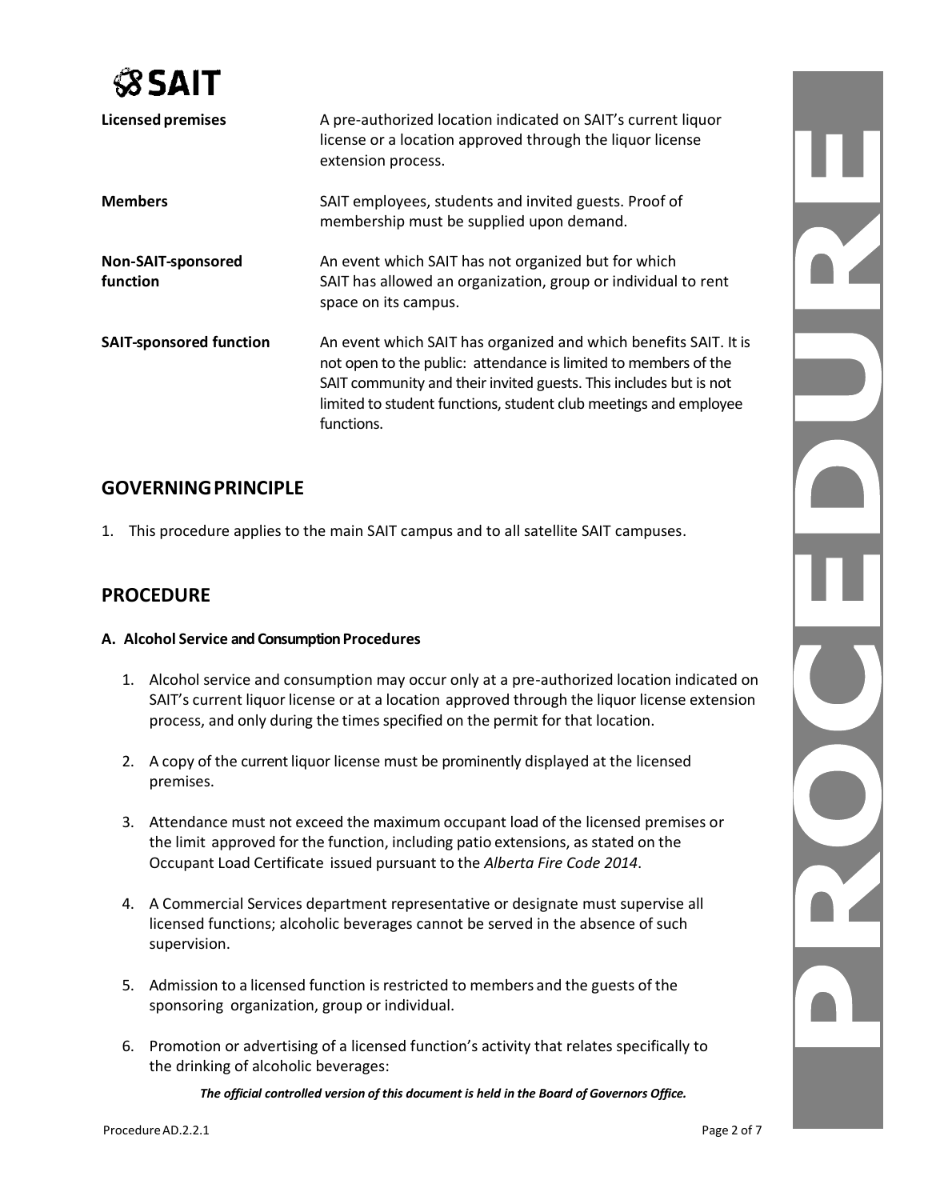| | |
|---|---|
| **Licensed premises** | A pre-authorized location indicated on SAIT's current liquor license or a location approved through the liquor license extension process. |
| **Members** | SAIT employees, students and invited guests. Proof of membership must be supplied upon demand. |
| **Non-SAIT-sponsored function** | An event which SAIT has not organized but for which SAIT has allowed an organization, group or individual to rent space on its campus. |
| **SAIT-sponsored function** | An event which SAIT has organized and which benefits SAIT. It is not open to the public: attendance is limited to members of the SAIT community and their invited guests. This includes but is not limited to student functions, student club meetings and employee functions. |

## GOVERNING PRINCIPLE

1. This procedure applies to the main SAIT campus and to all satellite SAIT campuses.

## PROCEDURE

### A. Alcohol Service and Consumption Procedures

1. Alcohol service and consumption may occur only at a pre-authorized location indicated on SAIT's current liquor license or at a location approved through the liquor license extension process, and only during the times specified on the permit for that location.

2. A copy of the current liquor license must be prominently displayed at the licensed premises.

3. Attendance must not exceed the maximum occupant load of the licensed premises or the limit approved for the function, including patio extensions, as stated on the Occupant Load Certificate issued pursuant to the *Alberta Fire Code 2014*.

4. A Commercial Services department representative or designate must supervise all licensed functions; alcoholic beverages cannot be served in the absence of such supervision.

5. Admission to a licensed function is restricted to members and the guests of the sponsoring organization, group or individual.

6. Promotion or advertising of a licensed function's activity that relates specifically to the drinking of alcoholic beverages:

***The official controlled version of this document is held in the Board of Governors Office.***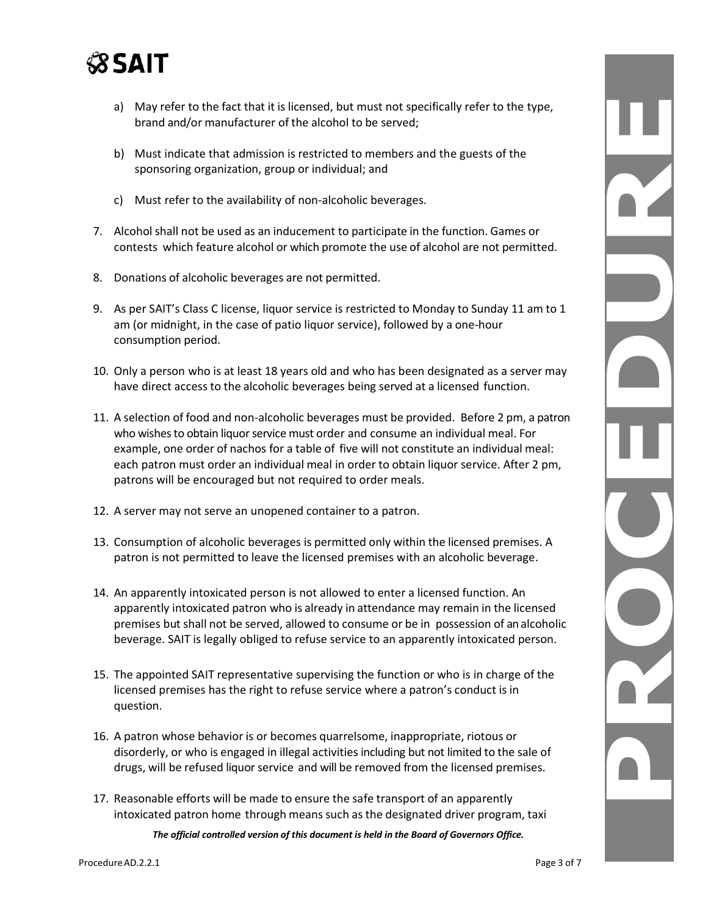a) May refer to the fact that it is licensed, but must not specifically refer to the type, brand and/or manufacturer of the alcohol to be served;

b) Must indicate that admission is restricted to members and the guests of the sponsoring organization, group or individual; and

c) Must refer to the availability of non-alcoholic beverages.

7. Alcohol shall not be used as an inducement to participate in the function. Games or contests which feature alcohol or which promote the use of alcohol are not permitted.

8. Donations of alcoholic beverages are not permitted.

9. As per SAIT's Class C license, liquor service is restricted to Monday to Sunday 11 am to 1 am (or midnight, in the case of patio liquor service), followed by a one-hour consumption period.

10. Only a person who is at least 18 years old and who has been designated as a server may have direct access to the alcoholic beverages being served at a licensed function.

11. A selection of food and non-alcoholic beverages must be provided. Before 2 pm, a patron who wishes to obtain liquor service must order and consume an individual meal. For example, one order of nachos for a table of five will not constitute an individual meal: each patron must order an individual meal in order to obtain liquor service. After 2 pm, patrons will be encouraged but not required to order meals.

12. A server may not serve an unopened container to a patron.

13. Consumption of alcoholic beverages is permitted only within the licensed premises. A patron is not permitted to leave the licensed premises with an alcoholic beverage.

14. An apparently intoxicated person is not allowed to enter a licensed function. An apparently intoxicated patron who is already in attendance may remain in the licensed premises but shall not be served, allowed to consume or be in possession of an alcoholic beverage. SAIT is legally obliged to refuse service to an apparently intoxicated person.

15. The appointed SAIT representative supervising the function or who is in charge of the licensed premises has the right to refuse service where a patron's conduct is in question.

16. A patron whose behavior is or becomes quarrelsome, inappropriate, riotous or disorderly, or who is engaged in illegal activities including but not limited to the sale of drugs, will be refused liquor service and will be removed from the licensed premises.

17. Reasonable efforts will be made to ensure the safe transport of an apparently intoxicated patron home through means such as the designated driver program, taxi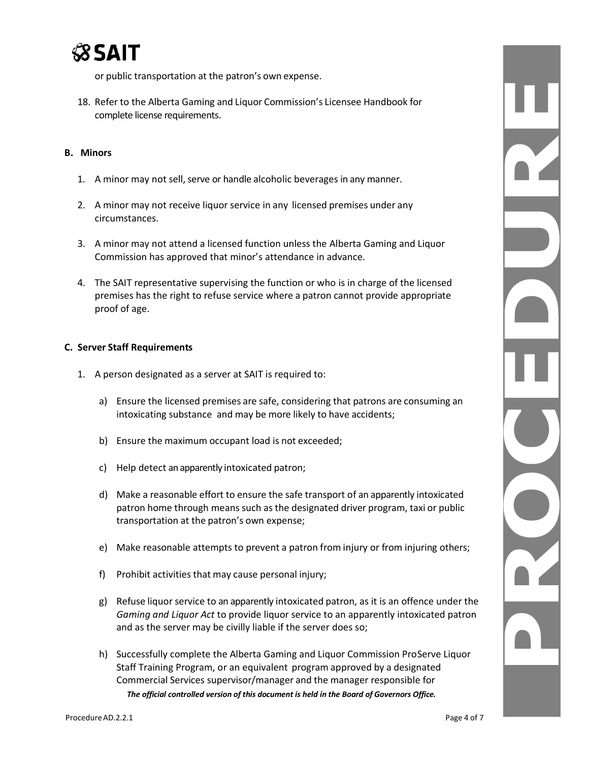or public transportation at the patron's own expense.

18. Refer to the Alberta Gaming and Liquor Commission's Licensee Handbook for complete license requirements.

### B. Minors

1. A minor may not sell, serve or handle alcoholic beverages in any manner.

2. A minor may not receive liquor service in any licensed premises under any circumstances.

3. A minor may not attend a licensed function unless the Alberta Gaming and Liquor Commission has approved that minor's attendance in advance.

4. The SAIT representative supervising the function or who is in charge of the licensed premises has the right to refuse service where a patron cannot provide appropriate proof of age.

### C. Server Staff Requirements

1. A person designated as a server at SAIT is required to:

   a) Ensure the licensed premises are safe, considering that patrons are consuming an intoxicating substance and may be more likely to have accidents;

   b) Ensure the maximum occupant load is not exceeded;

   c) Help detect an apparently intoxicated patron;

   d) Make a reasonable effort to ensure the safe transport of an apparently intoxicated patron home through means such as the designated driver program, taxi or public transportation at the patron's own expense;

   e) Make reasonable attempts to prevent a patron from injury or from injuring others;

   f) Prohibit activities that may cause personal injury;

   g) Refuse liquor service to an apparently intoxicated patron, as it is an offence under the *Gaming and Liquor Act* to provide liquor service to an apparently intoxicated patron and as the server may be civilly liable if the server does so;

   h) Successfully complete the Alberta Gaming and Liquor Commission ProServe Liquor Staff Training Program, or an equivalent program approved by a designated Commercial Services supervisor/manager and the manager responsible for

***The official controlled version of this document is held in the Board of Governors Office.***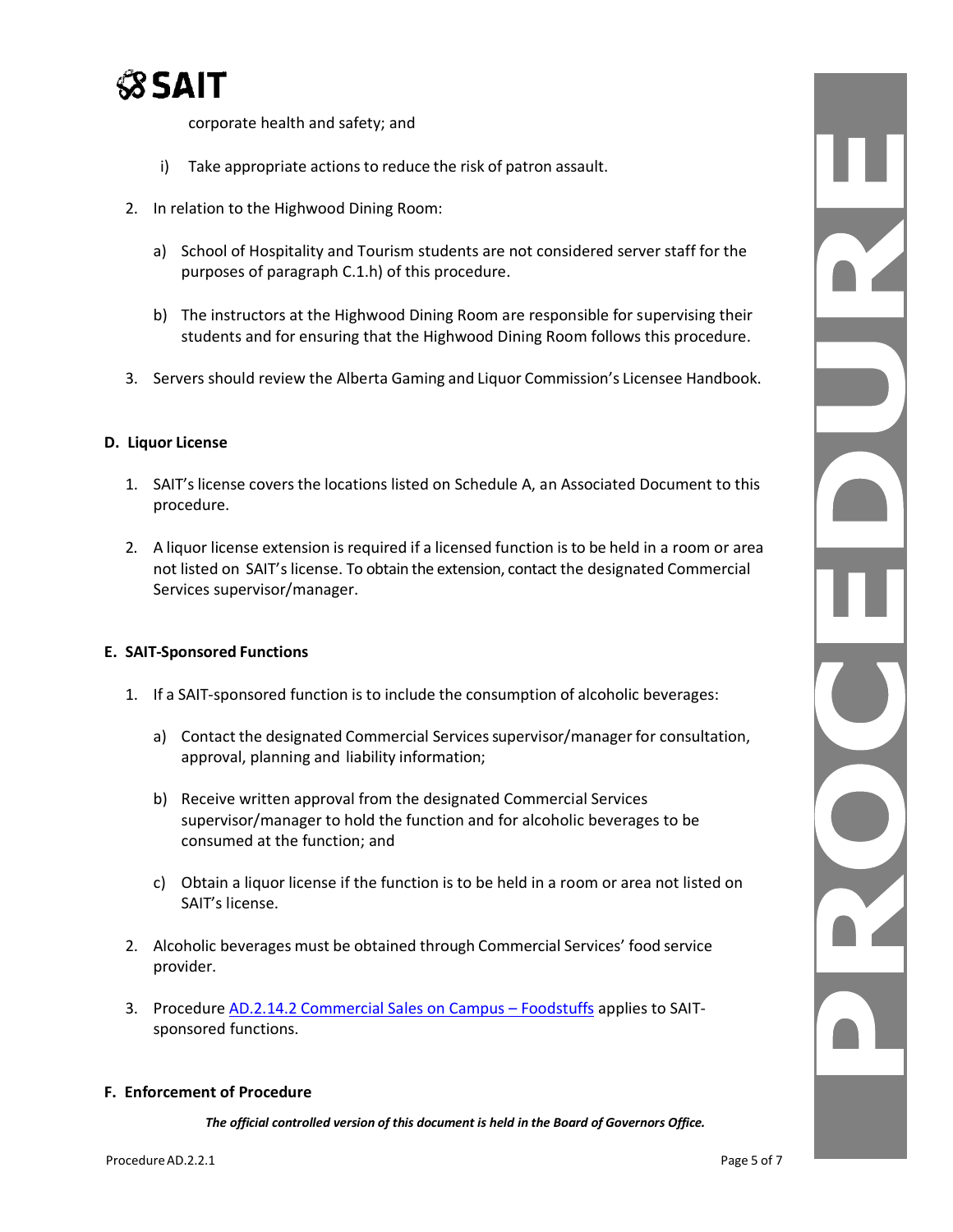corporate health and safety; and

i) Take appropriate actions to reduce the risk of patron assault.

2. In relation to the Highwood Dining Room:

   a) School of Hospitality and Tourism students are not considered server staff for the purposes of paragraph C.1.h) of this procedure.

   b) The instructors at the Highwood Dining Room are responsible for supervising their students and for ensuring that the Highwood Dining Room follows this procedure.

3. Servers should review the Alberta Gaming and Liquor Commission's Licensee Handbook.

**D. Liquor License**

1. SAIT's license covers the locations listed on Schedule A, an Associated Document to this procedure.

2. A liquor license extension is required if a licensed function is to be held in a room or area not listed on SAIT's license. To obtain the extension, contact the designated Commercial Services supervisor/manager.

**E. SAIT-Sponsored Functions**

1. If a SAIT-sponsored function is to include the consumption of alcoholic beverages:

   a) Contact the designated Commercial Services supervisor/manager for consultation, approval, planning and liability information;

   b) Receive written approval from the designated Commercial Services supervisor/manager to hold the function and for alcoholic beverages to be consumed at the function; and

   c) Obtain a liquor license if the function is to be held in a room or area not listed on SAIT's license.

2. Alcoholic beverages must be obtained through Commercial Services' food service provider.

3. Procedure [AD.2.14.2 Commercial Sales on Campus – Foodstuffs](AD.2.14.2) applies to SAIT-sponsored functions.

**F. Enforcement of Procedure**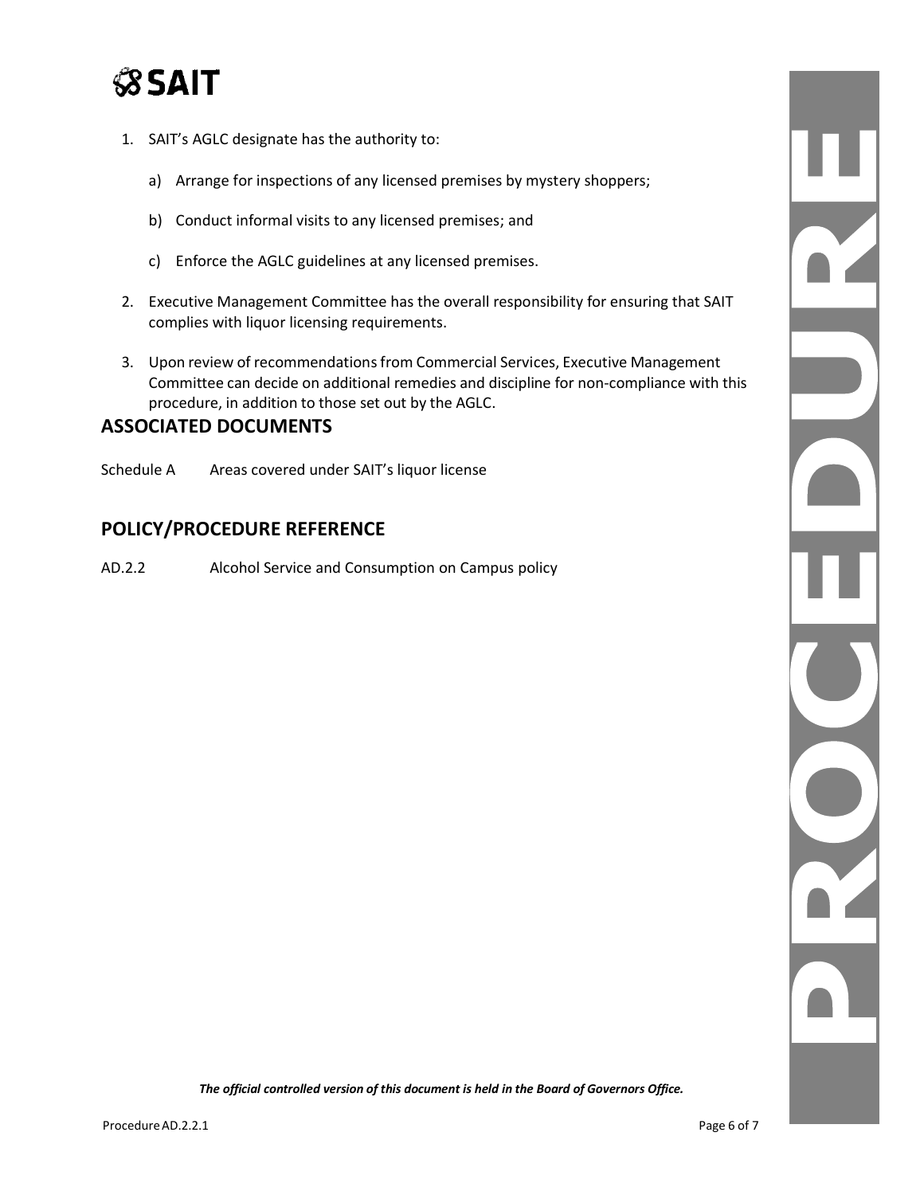1. SAIT's AGLC designate has the authority to:

   a) Arrange for inspections of any licensed premises by mystery shoppers;

   b) Conduct informal visits to any licensed premises; and

   c) Enforce the AGLC guidelines at any licensed premises.

2. Executive Management Committee has the overall responsibility for ensuring that SAIT complies with liquor licensing requirements.

3. Upon review of recommendations from Commercial Services, Executive Management Committee can decide on additional remedies and discipline for non-compliance with this procedure, in addition to those set out by the AGLC.

## ASSOCIATED DOCUMENTS

Schedule A Areas covered under SAIT's liquor license

## POLICY/PROCEDURE REFERENCE

AD.2.2 Alcohol Service and Consumption on Campus policy

***The official controlled version of this document is held in the Board of Governors Office.***